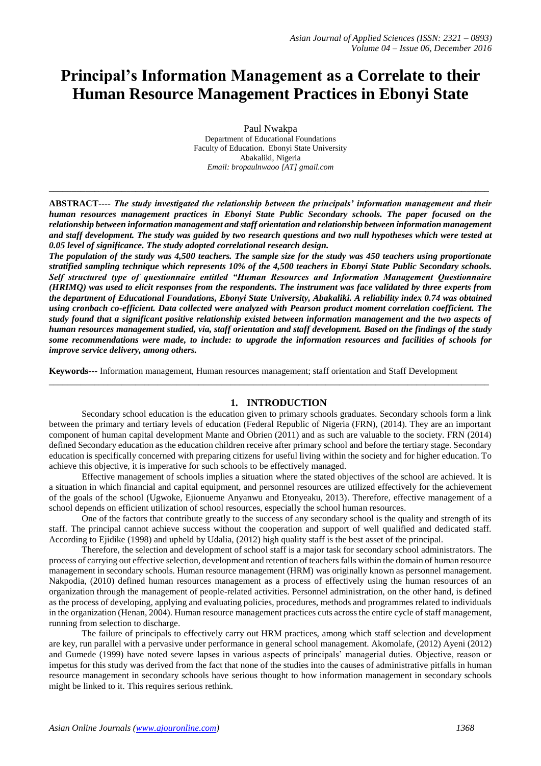# Principal's Information Management as a Correlate to their Human Resource Management Practices in Ebonyi State

Paul Nwakpa
Department of Educational Foundations
Faculty of Education. Ebonyi State University
Abakaliki, Nigeria
*Email: bropaulnwaoo [AT] gmail.com*

---

**ABSTRACT----** ***The study investigated the relationship between the principals' information management and their human resources management practices in Ebonyi State Public Secondary schools. The paper focused on the relationship between information management and staff orientation and relationship between information management and staff development. The study was guided by two research questions and two null hypotheses which were tested at 0.05 level of significance. The study adopted correlational research design.***

***The population of the study was 4,500 teachers. The sample size for the study was 450 teachers using proportionate stratified sampling technique which represents 10% of the 4,500 teachers in Ebonyi State Public Secondary schools. Self structured type of questionnaire entitled "Human Resources and Information Management Questionnaire (HRIMQ) was used to elicit responses from the respondents. The instrument was face validated by three experts from the department of Educational Foundations, Ebonyi State University, Abakaliki. A reliability index 0.74 was obtained using cronbach co-efficient. Data collected were analyzed with Pearson product moment correlation coefficient. The study found that a significant positive relationship existed between information management and the two aspects of human resources management studied, via, staff orientation and staff development. Based on the findings of the study some recommendations were made, to include: to upgrade the information resources and facilities of schools for improve service delivery, among others.***

**Keywords---** Information management, Human resources management; staff orientation and Staff Development

---

## 1. INTRODUCTION

Secondary school education is the education given to primary schools graduates. Secondary schools form a link between the primary and tertiary levels of education (Federal Republic of Nigeria (FRN), (2014). They are an important component of human capital development Mante and Obrien (2011) and as such are valuable to the society. FRN (2014) defined Secondary education as the education children receive after primary school and before the tertiary stage. Secondary education is specifically concerned with preparing citizens for useful living within the society and for higher education. To achieve this objective, it is imperative for such schools to be effectively managed.

Effective management of schools implies a situation where the stated objectives of the school are achieved. It is a situation in which financial and capital equipment, and personnel resources are utilized effectively for the achievement of the goals of the school (Ugwoke, Ejionueme Anyanwu and Etonyeaku, 2013). Therefore, effective management of a school depends on efficient utilization of school resources, especially the school human resources.

One of the factors that contribute greatly to the success of any secondary school is the quality and strength of its staff. The principal cannot achieve success without the cooperation and support of well qualified and dedicated staff. According to Ejidike (1998) and upheld by Udalia, (2012) high quality staff is the best asset of the principal.

Therefore, the selection and development of school staff is a major task for secondary school administrators. The process of carrying out effective selection, development and retention of teachers falls within the domain of human resource management in secondary schools. Human resource management (HRM) was originally known as personnel management. Nakpodia, (2010) defined human resources management as a process of effectively using the human resources of an organization through the management of people-related activities. Personnel administration, on the other hand, is defined as the process of developing, applying and evaluating policies, procedures, methods and programmes related to individuals in the organization (Henan, 2004). Human resource management practices cuts across the entire cycle of staff management, running from selection to discharge.

The failure of principals to effectively carry out HRM practices, among which staff selection and development are key, run parallel with a pervasive under performance in general school management. Akomolafe, (2012) Ayeni (2012) and Gumede (1999) have noted severe lapses in various aspects of principals' managerial duties. Objective, reason or impetus for this study was derived from the fact that none of the studies into the causes of administrative pitfalls in human resource management in secondary schools have serious thought to how information management in secondary schools might be linked to it. This requires serious rethink.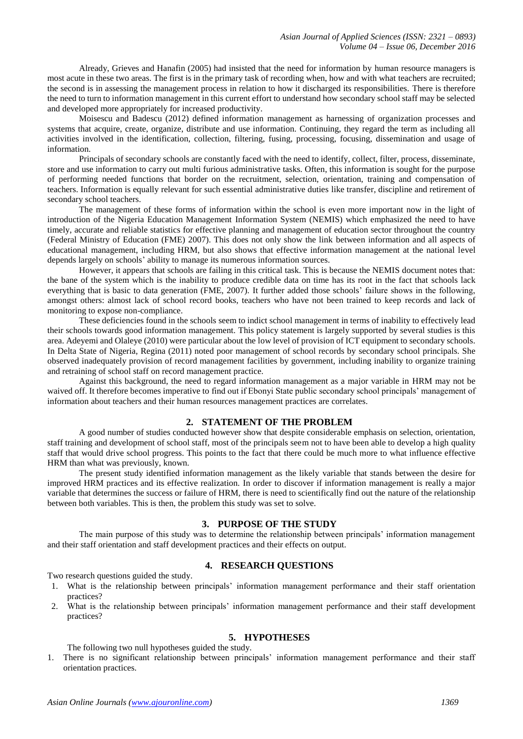Already, Grieves and Hanafin (2005) had insisted that the need for information by human resource managers is most acute in these two areas. The first is in the primary task of recording when, how and with what teachers are recruited; the second is in assessing the management process in relation to how it discharged its responsibilities. There is therefore the need to turn to information management in this current effort to understand how secondary school staff may be selected and developed more appropriately for increased productivity.

Moisescu and Badescu (2012) defined information management as harnessing of organization processes and systems that acquire, create, organize, distribute and use information. Continuing, they regard the term as including all activities involved in the identification, collection, filtering, fusing, processing, focusing, dissemination and usage of information.

Principals of secondary schools are constantly faced with the need to identify, collect, filter, process, disseminate, store and use information to carry out multi furious administrative tasks. Often, this information is sought for the purpose of performing needed functions that border on the recruitment, selection, orientation, training and compensation of teachers. Information is equally relevant for such essential administrative duties like transfer, discipline and retirement of secondary school teachers.

The management of these forms of information within the school is even more important now in the light of introduction of the Nigeria Education Management Information System (NEMIS) which emphasized the need to have timely, accurate and reliable statistics for effective planning and management of education sector throughout the country (Federal Ministry of Education (FME) 2007). This does not only show the link between information and all aspects of educational management, including HRM, but also shows that effective information management at the national level depends largely on schools' ability to manage its numerous information sources.

However, it appears that schools are failing in this critical task. This is because the NEMIS document notes that: the bane of the system which is the inability to produce credible data on time has its root in the fact that schools lack everything that is basic to data generation (FME, 2007). It further added those schools' failure shows in the following, amongst others: almost lack of school record books, teachers who have not been trained to keep records and lack of monitoring to expose non-compliance.

These deficiencies found in the schools seem to indict school management in terms of inability to effectively lead their schools towards good information management. This policy statement is largely supported by several studies is this area. Adeyemi and Olaleye (2010) were particular about the low level of provision of ICT equipment to secondary schools. In Delta State of Nigeria, Regina (2011) noted poor management of school records by secondary school principals. She observed inadequately provision of record management facilities by government, including inability to organize training and retraining of school staff on record management practice.

Against this background, the need to regard information management as a major variable in HRM may not be waived off. It therefore becomes imperative to find out if Ebonyi State public secondary school principals' management of information about teachers and their human resources management practices are correlates.

## 2. STATEMENT OF THE PROBLEM

A good number of studies conducted however show that despite considerable emphasis on selection, orientation, staff training and development of school staff, most of the principals seem not to have been able to develop a high quality staff that would drive school progress. This points to the fact that there could be much more to what influence effective HRM than what was previously, known.

The present study identified information management as the likely variable that stands between the desire for improved HRM practices and its effective realization. In order to discover if information management is really a major variable that determines the success or failure of HRM, there is need to scientifically find out the nature of the relationship between both variables. This is then, the problem this study was set to solve.

## 3. PURPOSE OF THE STUDY

The main purpose of this study was to determine the relationship between principals' information management and their staff orientation and staff development practices and their effects on output.

## 4. RESEARCH QUESTIONS

Two research questions guided the study.

1. What is the relationship between principals' information management performance and their staff orientation practices?
2. What is the relationship between principals' information management performance and their staff development practices?

## 5. HYPOTHESES

The following two null hypotheses guided the study.

1. There is no significant relationship between principals' information management performance and their staff orientation practices.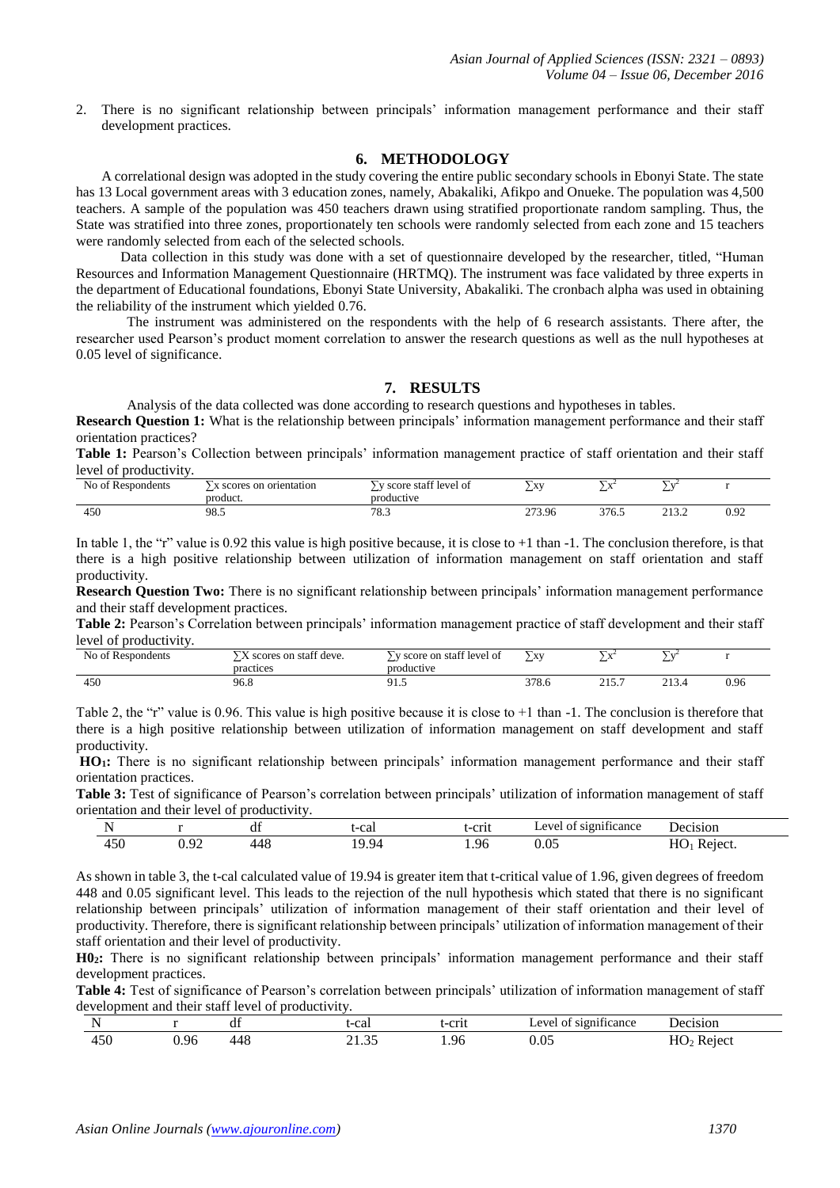2. There is no significant relationship between principals' information management performance and their staff development practices.

## 6. METHODOLOGY

A correlational design was adopted in the study covering the entire public secondary schools in Ebonyi State. The state has 13 Local government areas with 3 education zones, namely, Abakaliki, Afikpo and Onueke. The population was 4,500 teachers. A sample of the population was 450 teachers drawn using stratified proportionate random sampling. Thus, the State was stratified into three zones, proportionately ten schools were randomly selected from each zone and 15 teachers were randomly selected from each of the selected schools.

Data collection in this study was done with a set of questionnaire developed by the researcher, titled, "Human Resources and Information Management Questionnaire (HRTMQ). The instrument was face validated by three experts in the department of Educational foundations, Ebonyi State University, Abakaliki. The cronbach alpha was used in obtaining the reliability of the instrument which yielded 0.76.

The instrument was administered on the respondents with the help of 6 research assistants. There after, the researcher used Pearson's product moment correlation to answer the research questions as well as the null hypotheses at 0.05 level of significance.

## 7. RESULTS

Analysis of the data collected was done according to research questions and hypotheses in tables.

**Research Question 1:** What is the relationship between principals' information management performance and their staff orientation practices?

**Table 1:** Pearson's Collection between principals' information management practice of staff orientation and their staff level of productivity.

| No of Respondents | $\sum x$ scores on orientation product. | $\sum y$ score staff level of productive | $\sum xy$ | $\sum x^2$ | $\sum y^2$ | r |
|---|---|---|---|---|---|---|
| 450 | 98.5 | 78.3 | 273.96 | 376.5 | 213.2 | 0.92 |

In table 1, the "r" value is 0.92 this value is high positive because, it is close to +1 than -1. The conclusion therefore, is that there is a high positive relationship between utilization of information management on staff orientation and staff productivity.

**Research Question Two:** There is no significant relationship between principals' information management performance and their staff development practices.

**Table 2:** Pearson's Correlation between principals' information management practice of staff development and their staff level of productivity.

| No of Respondents | $\sum X$ scores on staff deve. practices | $\sum y$ score on staff level of productive | $\sum xy$ | $\sum x^2$ | $\sum y^2$ | r |
|---|---|---|---|---|---|---|
| 450 | 96.8 | 91.5 | 378.6 | 215.7 | 213.4 | 0.96 |

Table 2, the "r" value is 0.96. This value is high positive because it is close to +1 than -1. The conclusion is therefore that there is a high positive relationship between utilization of information management on staff development and staff productivity.

**$HO_1$:** There is no significant relationship between principals' information management performance and their staff orientation practices.

**Table 3:** Test of significance of Pearson's correlation between principals' utilization of information management of staff orientation and their level of productivity.

| N | r | df | t-cal | t-crit | Level of significance | Decision |
|---|---|---|---|---|---|---|
| 450 | 0.92 | 448 | 19.94 | 1.96 | 0.05 | $HO_1$ Reject. |

As shown in table 3, the t-cal calculated value of 19.94 is greater item that t-critical value of 1.96, given degrees of freedom 448 and 0.05 significant level. This leads to the rejection of the null hypothesis which stated that there is no significant relationship between principals' utilization of information management of their staff orientation and their level of productivity. Therefore, there is significant relationship between principals' utilization of information management of their staff orientation and their level of productivity.

**$H0_2$:** There is no significant relationship between principals' information management performance and their staff development practices.

**Table 4:** Test of significance of Pearson's correlation between principals' utilization of information management of staff development and their staff level of productivity.

| N | r | df | t-cal | t-crit | Level of significance | Decision |
|---|---|---|---|---|---|---|
| 450 | 0.96 | 448 | 21.35 | 1.96 | 0.05 | $HO_2$ Reject |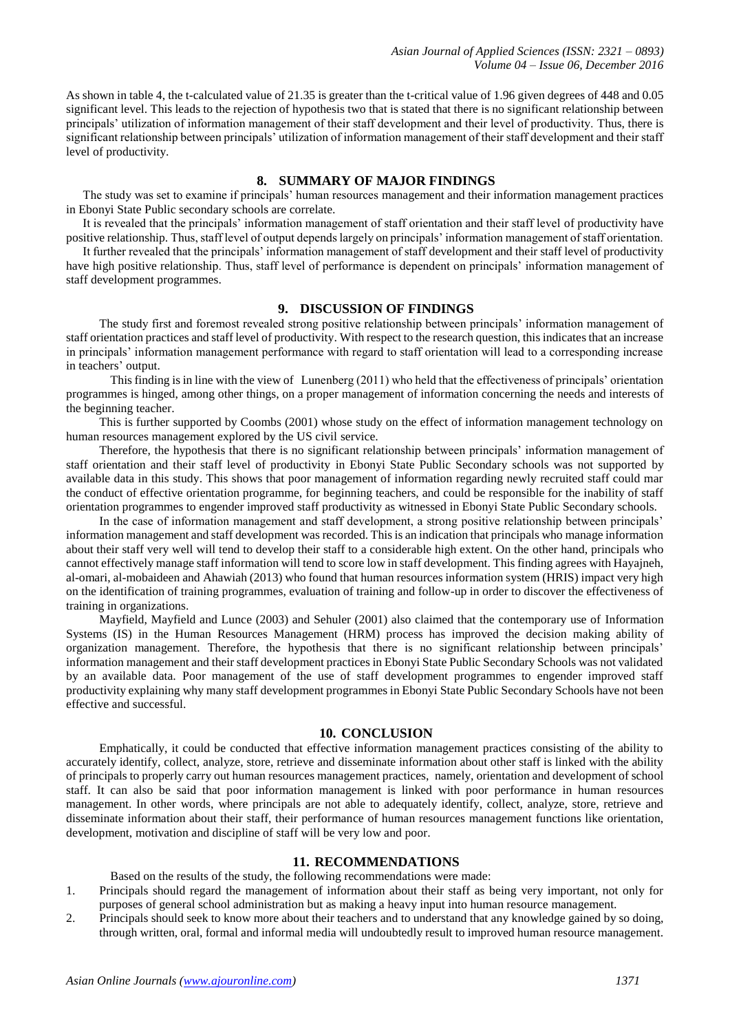As shown in table 4, the t-calculated value of 21.35 is greater than the t-critical value of 1.96 given degrees of 448 and 0.05 significant level. This leads to the rejection of hypothesis two that is stated that there is no significant relationship between principals' utilization of information management of their staff development and their level of productivity. Thus, there is significant relationship between principals' utilization of information management of their staff development and their staff level of productivity.

## 8. SUMMARY OF MAJOR FINDINGS

The study was set to examine if principals' human resources management and their information management practices in Ebonyi State Public secondary schools are correlate.

It is revealed that the principals' information management of staff orientation and their staff level of productivity have positive relationship. Thus, staff level of output depends largely on principals' information management of staff orientation.

It further revealed that the principals' information management of staff development and their staff level of productivity have high positive relationship. Thus, staff level of performance is dependent on principals' information management of staff development programmes.

## 9. DISCUSSION OF FINDINGS

The study first and foremost revealed strong positive relationship between principals' information management of staff orientation practices and staff level of productivity. With respect to the research question, this indicates that an increase in principals' information management performance with regard to staff orientation will lead to a corresponding increase in teachers' output.

This finding is in line with the view of Lunenberg (2011) who held that the effectiveness of principals' orientation programmes is hinged, among other things, on a proper management of information concerning the needs and interests of the beginning teacher.

This is further supported by Coombs (2001) whose study on the effect of information management technology on human resources management explored by the US civil service.

Therefore, the hypothesis that there is no significant relationship between principals' information management of staff orientation and their staff level of productivity in Ebonyi State Public Secondary schools was not supported by available data in this study. This shows that poor management of information regarding newly recruited staff could mar the conduct of effective orientation programme, for beginning teachers, and could be responsible for the inability of staff orientation programmes to engender improved staff productivity as witnessed in Ebonyi State Public Secondary schools.

In the case of information management and staff development, a strong positive relationship between principals' information management and staff development was recorded. This is an indication that principals who manage information about their staff very well will tend to develop their staff to a considerable high extent. On the other hand, principals who cannot effectively manage staff information will tend to score low in staff development. This finding agrees with Hayajneh, al-omari, al-mobaideen and Ahawiah (2013) who found that human resources information system (HRIS) impact very high on the identification of training programmes, evaluation of training and follow-up in order to discover the effectiveness of training in organizations.

Mayfield, Mayfield and Lunce (2003) and Sehuler (2001) also claimed that the contemporary use of Information Systems (IS) in the Human Resources Management (HRM) process has improved the decision making ability of organization management. Therefore, the hypothesis that there is no significant relationship between principals' information management and their staff development practices in Ebonyi State Public Secondary Schools was not validated by an available data. Poor management of the use of staff development programmes to engender improved staff productivity explaining why many staff development programmes in Ebonyi State Public Secondary Schools have not been effective and successful.

## 10. CONCLUSION

Emphatically, it could be conducted that effective information management practices consisting of the ability to accurately identify, collect, analyze, store, retrieve and disseminate information about other staff is linked with the ability of principals to properly carry out human resources management practices, namely, orientation and development of school staff. It can also be said that poor information management is linked with poor performance in human resources management. In other words, where principals are not able to adequately identify, collect, analyze, store, retrieve and disseminate information about their staff, their performance of human resources management functions like orientation, development, motivation and discipline of staff will be very low and poor.

## 11. RECOMMENDATIONS

Based on the results of the study, the following recommendations were made:

1. Principals should regard the management of information about their staff as being very important, not only for purposes of general school administration but as making a heavy input into human resource management.
2. Principals should seek to know more about their teachers and to understand that any knowledge gained by so doing, through written, oral, formal and informal media will undoubtedly result to improved human resource management.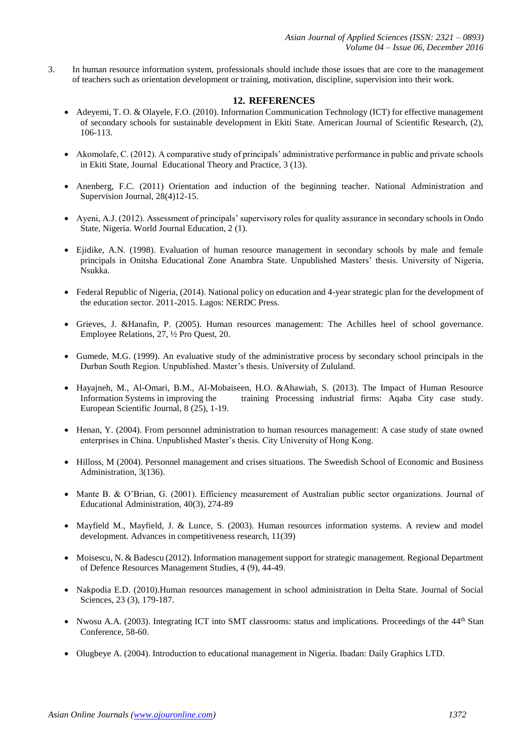3. In human resource information system, professionals should include those issues that are core to the management of teachers such as orientation development or training, motivation, discipline, supervision into their work.

## 12. REFERENCES

- Adeyemi, T. O. & Olayele, F.O. (2010). Information Communication Technology (ICT) for effective management of secondary schools for sustainable development in Ekiti State. American Journal of Scientific Research, (2), 106-113.
- Akomolafe, C. (2012). A comparative study of principals' administrative performance in public and private schools in Ekiti State, Journal Educational Theory and Practice, 3 (13).
- Anenberg, F.C. (2011) Orientation and induction of the beginning teacher. National Administration and Supervision Journal, 28(4)12-15.
- Ayeni, A.J. (2012). Assessment of principals' supervisory roles for quality assurance in secondary schools in Ondo State, Nigeria. World Journal Education, 2 (1).
- Ejidike, A.N. (1998). Evaluation of human resource management in secondary schools by male and female principals in Onitsha Educational Zone Anambra State. Unpublished Masters' thesis. University of Nigeria, Nsukka.
- Federal Republic of Nigeria, (2014). National policy on education and 4-year strategic plan for the development of the education sector. 2011-2015. Lagos: NERDC Press.
- Grieves, J. &Hanafin, P. (2005). Human resources management: The Achilles heel of school governance. Employee Relations, 27, ½ Pro Quest, 20.
- Gumede, M.G. (1999). An evaluative study of the administrative process by secondary school principals in the Durban South Region. Unpublished. Master's thesis. University of Zululand.
- Hayajneh, M., Al-Omari, B.M., Al-Mobaiseen, H.O. &Ahawiah, S. (2013). The Impact of Human Resource Information Systems in improving the training Processing industrial firms: Aqaba City case study. European Scientific Journal, 8 (25), 1-19.
- Henan, Y. (2004). From personnel administration to human resources management: A case study of state owned enterprises in China. Unpublished Master's thesis. City University of Hong Kong.
- Hilloss, M (2004). Personnel management and crises situations. The Sweedish School of Economic and Business Administration, 3(136).
- Mante B. & O'Brian, G. (2001). Efficiency measurement of Australian public sector organizations. Journal of Educational Administration, 40(3), 274-89
- Mayfield M., Mayfield, J. & Lunce, S. (2003). Human resources information systems. A review and model development. Advances in competitiveness research, 11(39)
- Moisescu, N. & Badescu (2012). Information management support for strategic management. Regional Department of Defence Resources Management Studies, 4 (9), 44-49.
- Nakpodia E.D. (2010).Human resources management in school administration in Delta State. Journal of Social Sciences, 23 (3), 179-187.
- Nwosu A.A. (2003). Integrating ICT into SMT classrooms: status and implications. Proceedings of the 44th Stan Conference, 58-60.
- Olugbeye A. (2004). Introduction to educational management in Nigeria. Ibadan: Daily Graphics LTD.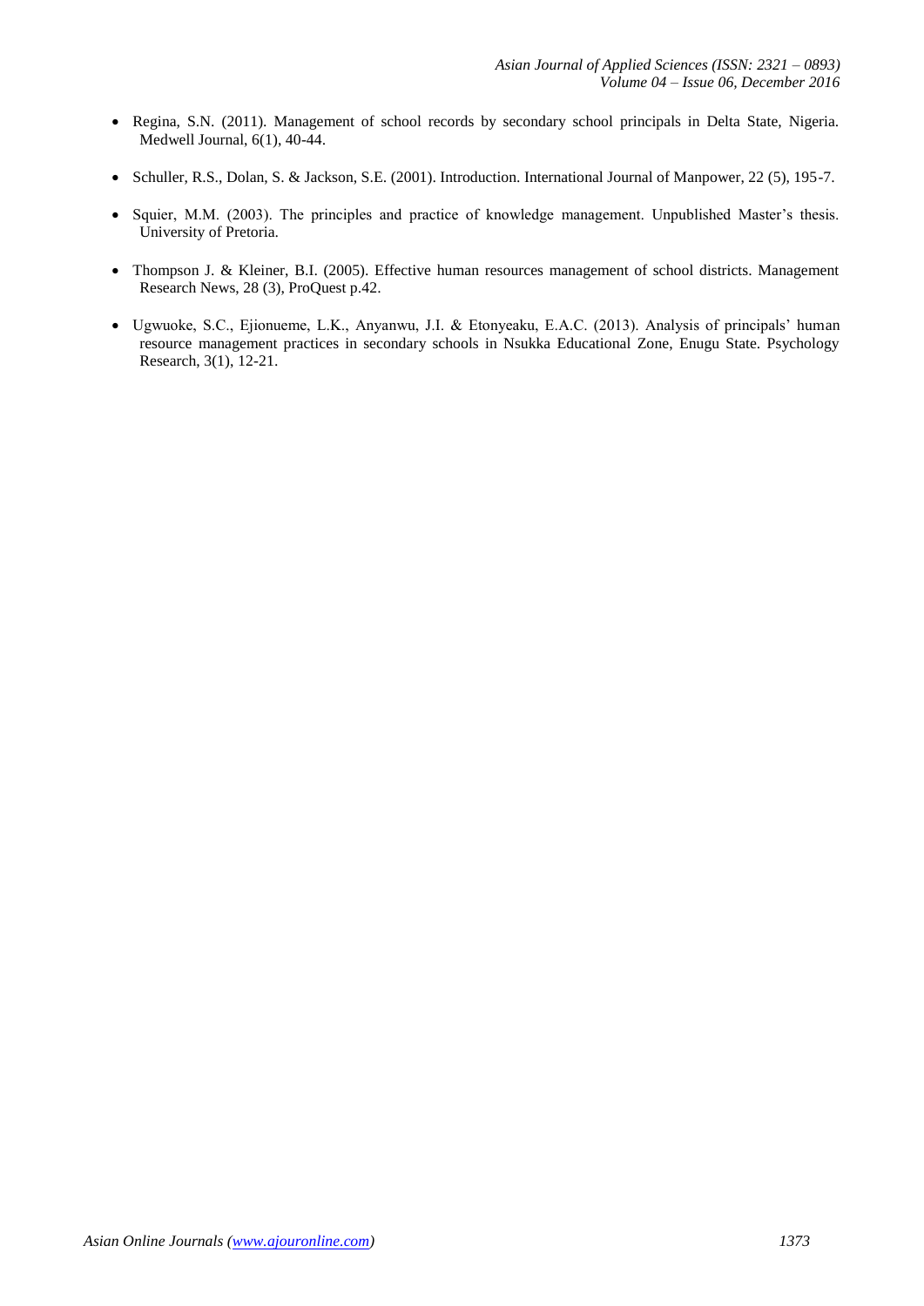- Regina, S.N. (2011). Management of school records by secondary school principals in Delta State, Nigeria. Medwell Journal, 6(1), 40-44.
- Schuller, R.S., Dolan, S. & Jackson, S.E. (2001). Introduction. International Journal of Manpower, 22 (5), 195-7.
- Squier, M.M. (2003). The principles and practice of knowledge management. Unpublished Master's thesis. University of Pretoria.
- Thompson J. & Kleiner, B.I. (2005). Effective human resources management of school districts. Management Research News, 28 (3), ProQuest p.42.
- Ugwuoke, S.C., Ejionueme, L.K., Anyanwu, J.I. & Etonyeaku, E.A.C. (2013). Analysis of principals' human resource management practices in secondary schools in Nsukka Educational Zone, Enugu State. Psychology Research, 3(1), 12-21.